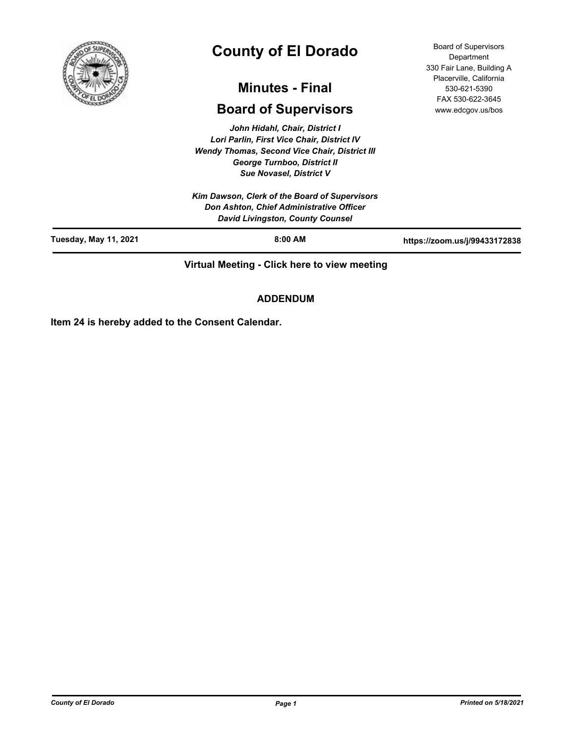# County of El Dorado

## Minutes - Final

## Board of Supervisors

Board of Supervisors Department
330 Fair Lane, Building A
Placerville, California
530-621-5390
FAX 530-622-3645
www.edcgov.us/bos

*John Hidahl, Chair, District I*
*Lori Parlin, First Vice Chair, District IV*
*Wendy Thomas, Second Vice Chair, District III*
*George Turnboo, District II*
*Sue Novasel, District V*

*Kim Dawson, Clerk of the Board of Supervisors*
*Don Ashton, Chief Administrative Officer*
*David Livingston, County Counsel*

**Tuesday, May 11, 2021** | **8:00 AM** | **https://zoom.us/j/99433172838**

**Virtual Meeting - Click here to view meeting**

**ADDENDUM**

**Item 24 is hereby added to the Consent Calendar.**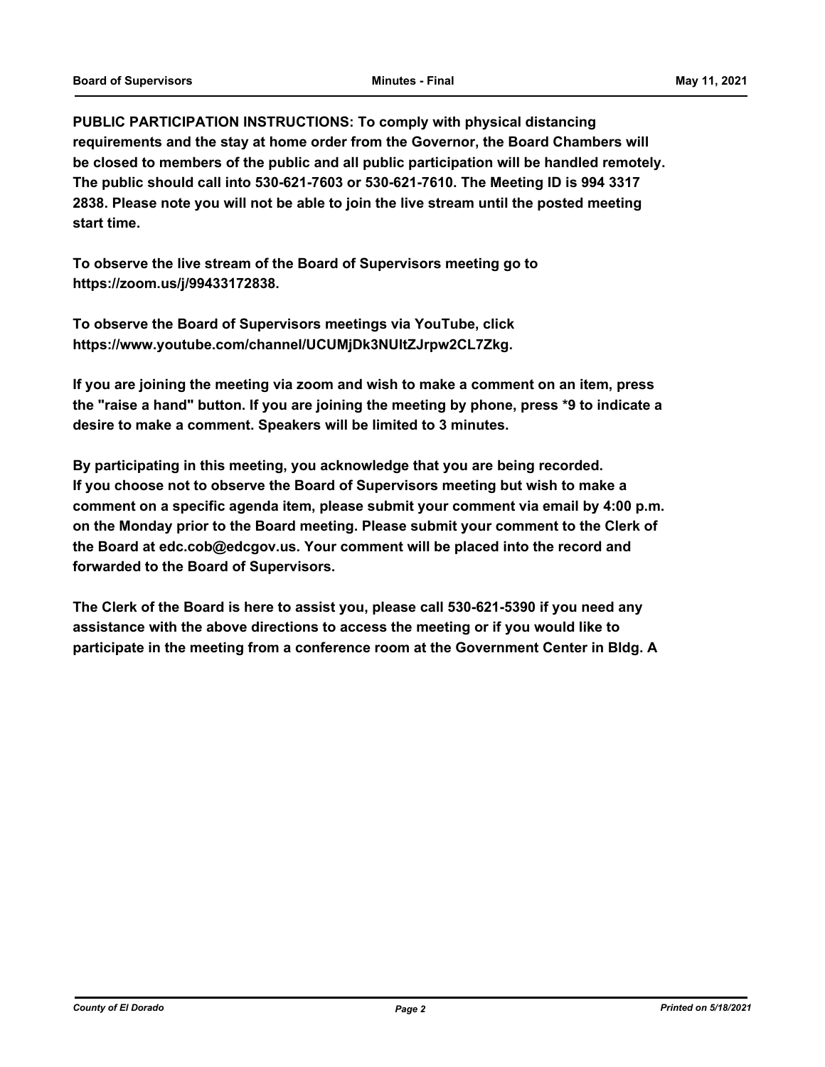**PUBLIC PARTICIPATION INSTRUCTIONS: To comply with physical distancing requirements and the stay at home order from the Governor, the Board Chambers will be closed to members of the public and all public participation will be handled remotely. The public should call into 530-621-7603 or 530-621-7610. The Meeting ID is 994 3317 2838. Please note you will not be able to join the live stream until the posted meeting start time.**

**To observe the live stream of the Board of Supervisors meeting go to https://zoom.us/j/99433172838.**

**To observe the Board of Supervisors meetings via YouTube, click https://www.youtube.com/channel/UCUMjDk3NUltZJrpw2CL7Zkg.**

**If you are joining the meeting via zoom and wish to make a comment on an item, press the "raise a hand" button. If you are joining the meeting by phone, press *9 to indicate a desire to make a comment. Speakers will be limited to 3 minutes.**

**By participating in this meeting, you acknowledge that you are being recorded. If you choose not to observe the Board of Supervisors meeting but wish to make a comment on a specific agenda item, please submit your comment via email by 4:00 p.m. on the Monday prior to the Board meeting. Please submit your comment to the Clerk of the Board at edc.cob@edcgov.us. Your comment will be placed into the record and forwarded to the Board of Supervisors.**

**The Clerk of the Board is here to assist you, please call 530-621-5390 if you need any assistance with the above directions to access the meeting or if you would like to participate in the meeting from a conference room at the Government Center in Bldg. A**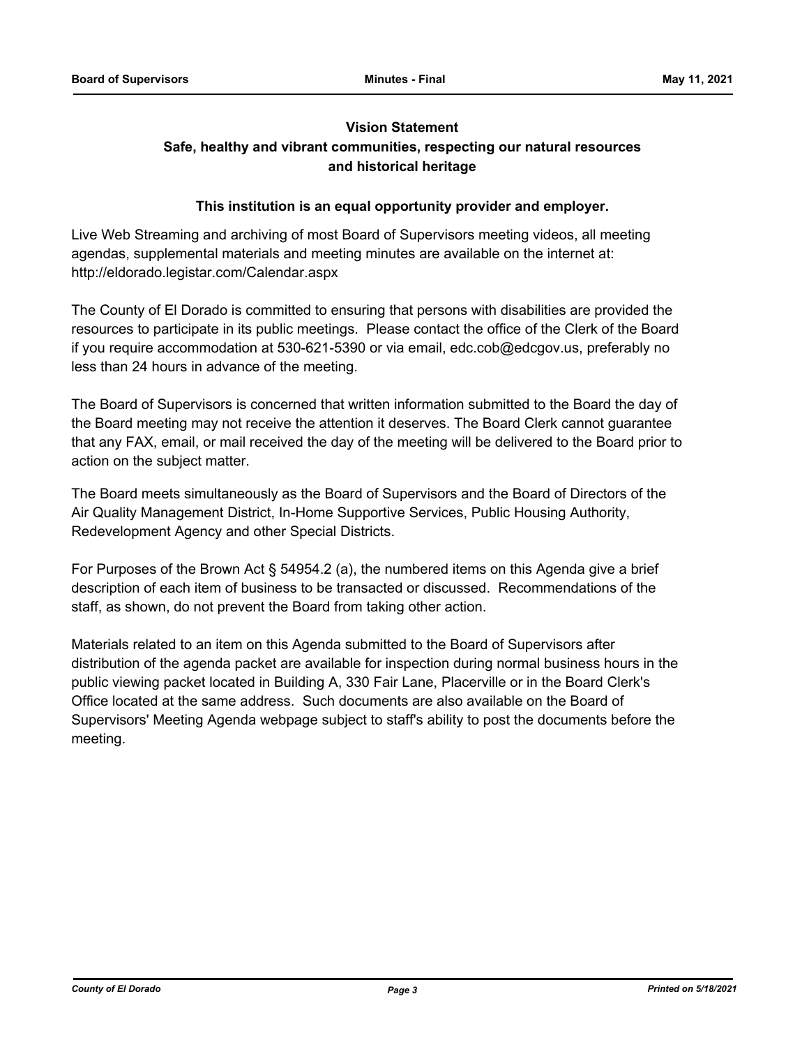**Vision Statement**

**Safe, healthy and vibrant communities, respecting our natural resources and historical heritage**

**This institution is an equal opportunity provider and employer.**

Live Web Streaming and archiving of most Board of Supervisors meeting videos, all meeting agendas, supplemental materials and meeting minutes are available on the internet at: http://eldorado.legistar.com/Calendar.aspx

The County of El Dorado is committed to ensuring that persons with disabilities are provided the resources to participate in its public meetings. Please contact the office of the Clerk of the Board if you require accommodation at 530-621-5390 or via email, edc.cob@edcgov.us, preferably no less than 24 hours in advance of the meeting.

The Board of Supervisors is concerned that written information submitted to the Board the day of the Board meeting may not receive the attention it deserves. The Board Clerk cannot guarantee that any FAX, email, or mail received the day of the meeting will be delivered to the Board prior to action on the subject matter.

The Board meets simultaneously as the Board of Supervisors and the Board of Directors of the Air Quality Management District, In-Home Supportive Services, Public Housing Authority, Redevelopment Agency and other Special Districts.

For Purposes of the Brown Act § 54954.2 (a), the numbered items on this Agenda give a brief description of each item of business to be transacted or discussed. Recommendations of the staff, as shown, do not prevent the Board from taking other action.

Materials related to an item on this Agenda submitted to the Board of Supervisors after distribution of the agenda packet are available for inspection during normal business hours in the public viewing packet located in Building A, 330 Fair Lane, Placerville or in the Board Clerk's Office located at the same address. Such documents are also available on the Board of Supervisors' Meeting Agenda webpage subject to staff's ability to post the documents before the meeting.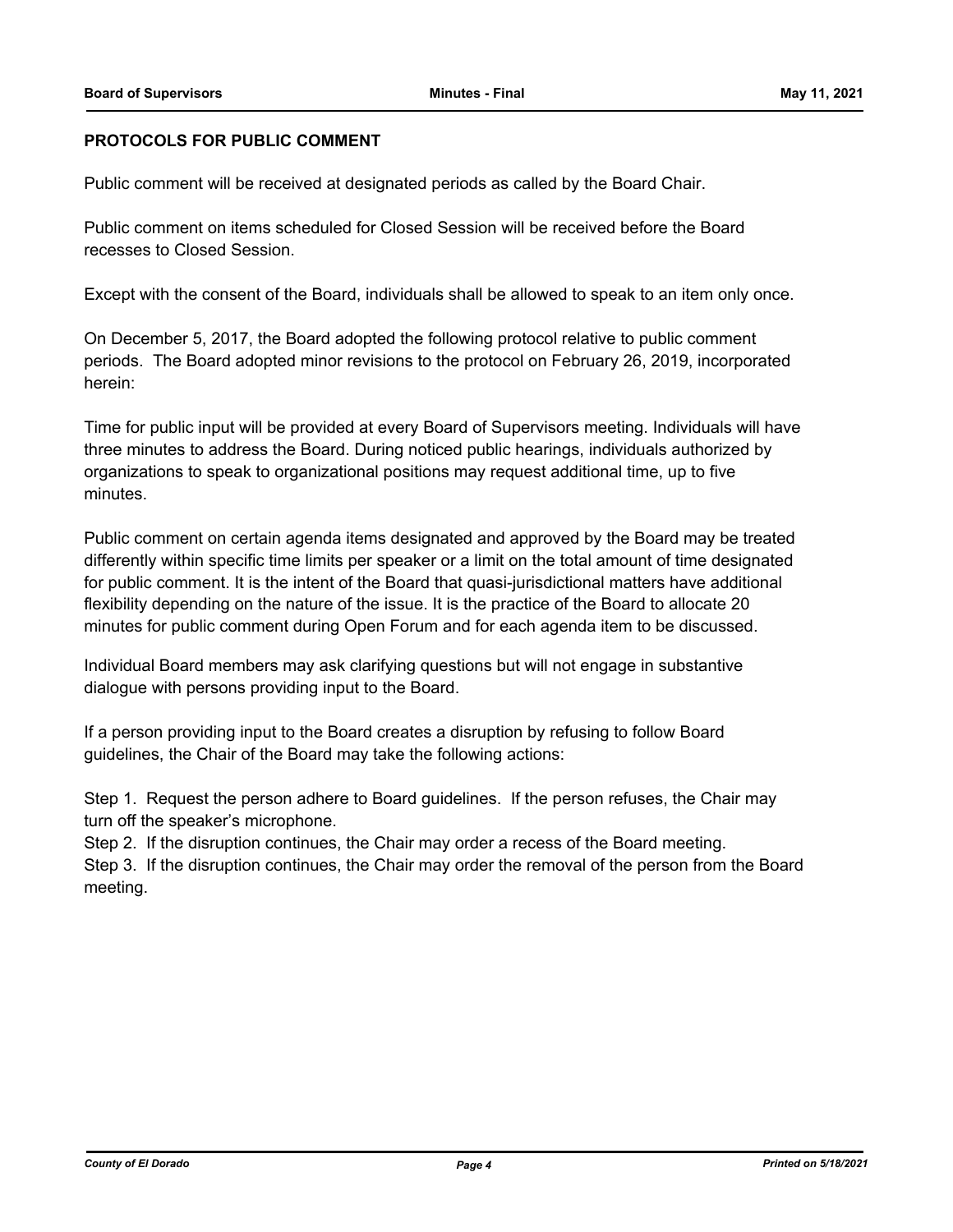**PROTOCOLS FOR PUBLIC COMMENT**

Public comment will be received at designated periods as called by the Board Chair.

Public comment on items scheduled for Closed Session will be received before the Board recesses to Closed Session.

Except with the consent of the Board, individuals shall be allowed to speak to an item only once.

On December 5, 2017, the Board adopted the following protocol relative to public comment periods. The Board adopted minor revisions to the protocol on February 26, 2019, incorporated herein:

Time for public input will be provided at every Board of Supervisors meeting. Individuals will have three minutes to address the Board. During noticed public hearings, individuals authorized by organizations to speak to organizational positions may request additional time, up to five minutes.

Public comment on certain agenda items designated and approved by the Board may be treated differently within specific time limits per speaker or a limit on the total amount of time designated for public comment. It is the intent of the Board that quasi-jurisdictional matters have additional flexibility depending on the nature of the issue. It is the practice of the Board to allocate 20 minutes for public comment during Open Forum and for each agenda item to be discussed.

Individual Board members may ask clarifying questions but will not engage in substantive dialogue with persons providing input to the Board.

If a person providing input to the Board creates a disruption by refusing to follow Board guidelines, the Chair of the Board may take the following actions:

Step 1. Request the person adhere to Board guidelines. If the person refuses, the Chair may turn off the speaker's microphone.
Step 2. If the disruption continues, the Chair may order a recess of the Board meeting.
Step 3. If the disruption continues, the Chair may order the removal of the person from the Board meeting.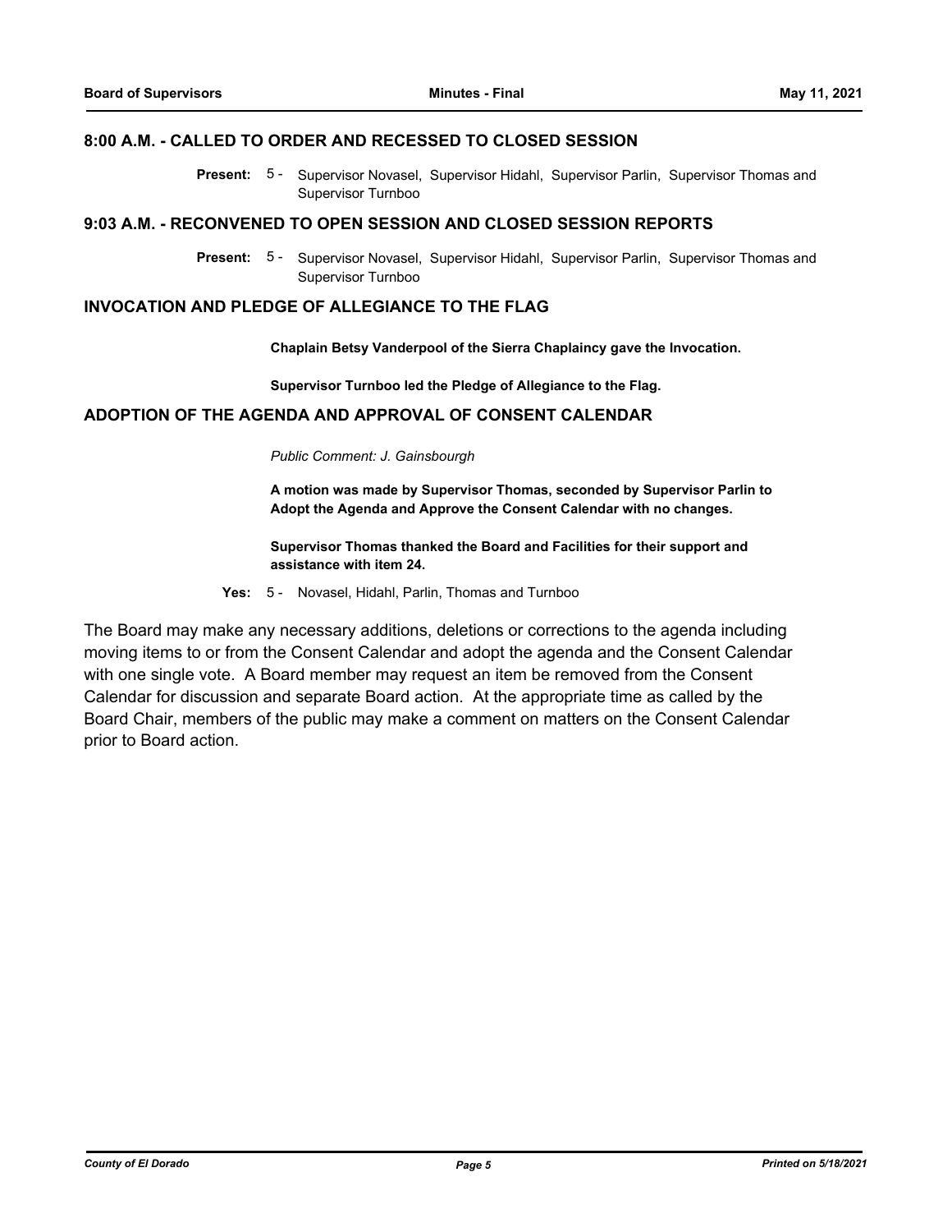## 8:00 A.M. - CALLED TO ORDER AND RECESSED TO CLOSED SESSION

**Present:** 5 - Supervisor Novasel, Supervisor Hidahl, Supervisor Parlin, Supervisor Thomas and Supervisor Turnboo

## 9:03 A.M. - RECONVENED TO OPEN SESSION AND CLOSED SESSION REPORTS

**Present:** 5 - Supervisor Novasel, Supervisor Hidahl, Supervisor Parlin, Supervisor Thomas and Supervisor Turnboo

## INVOCATION AND PLEDGE OF ALLEGIANCE TO THE FLAG

**Chaplain Betsy Vanderpool of the Sierra Chaplaincy gave the Invocation.**

**Supervisor Turnboo led the Pledge of Allegiance to the Flag.**

## ADOPTION OF THE AGENDA AND APPROVAL OF CONSENT CALENDAR

*Public Comment: J. Gainsbourgh*

**A motion was made by Supervisor Thomas, seconded by Supervisor Parlin to Adopt the Agenda and Approve the Consent Calendar with no changes.**

**Supervisor Thomas thanked the Board and Facilities for their support and assistance with item 24.**

**Yes:** 5 - Novasel, Hidahl, Parlin, Thomas and Turnboo

The Board may make any necessary additions, deletions or corrections to the agenda including moving items to or from the Consent Calendar and adopt the agenda and the Consent Calendar with one single vote. A Board member may request an item be removed from the Consent Calendar for discussion and separate Board action. At the appropriate time as called by the Board Chair, members of the public may make a comment on matters on the Consent Calendar prior to Board action.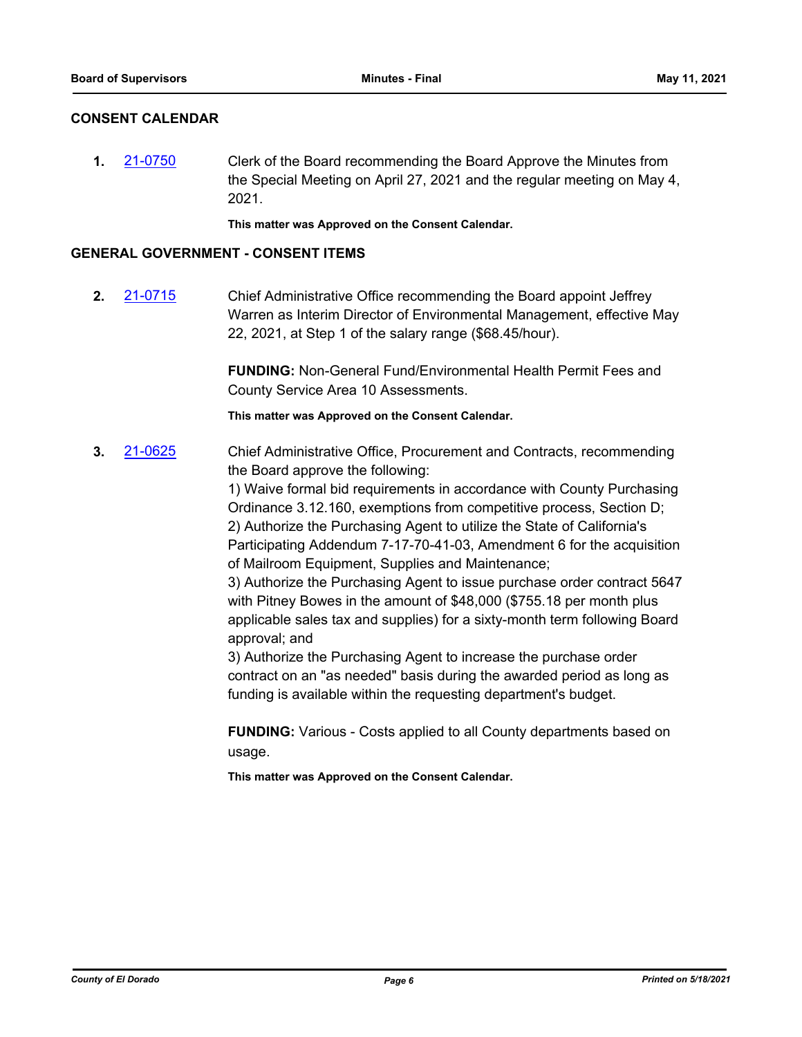## CONSENT CALENDAR

**1.** 21-0750 Clerk of the Board recommending the Board Approve the Minutes from the Special Meeting on April 27, 2021 and the regular meeting on May 4, 2021.

**This matter was Approved on the Consent Calendar.**

## GENERAL GOVERNMENT - CONSENT ITEMS

**2.** 21-0715 Chief Administrative Office recommending the Board appoint Jeffrey Warren as Interim Director of Environmental Management, effective May 22, 2021, at Step 1 of the salary range ($68.45/hour).

**FUNDING:** Non-General Fund/Environmental Health Permit Fees and County Service Area 10 Assessments.

**This matter was Approved on the Consent Calendar.**

**3.** 21-0625 Chief Administrative Office, Procurement and Contracts, recommending the Board approve the following:
1) Waive formal bid requirements in accordance with County Purchasing Ordinance 3.12.160, exemptions from competitive process, Section D;
2) Authorize the Purchasing Agent to utilize the State of California's Participating Addendum 7-17-70-41-03, Amendment 6 for the acquisition of Mailroom Equipment, Supplies and Maintenance;
3) Authorize the Purchasing Agent to issue purchase order contract 5647 with Pitney Bowes in the amount of $48,000 ($755.18 per month plus applicable sales tax and supplies) for a sixty-month term following Board approval; and
3) Authorize the Purchasing Agent to increase the purchase order contract on an "as needed" basis during the awarded period as long as funding is available within the requesting department's budget.

**FUNDING:** Various - Costs applied to all County departments based on usage.

**This matter was Approved on the Consent Calendar.**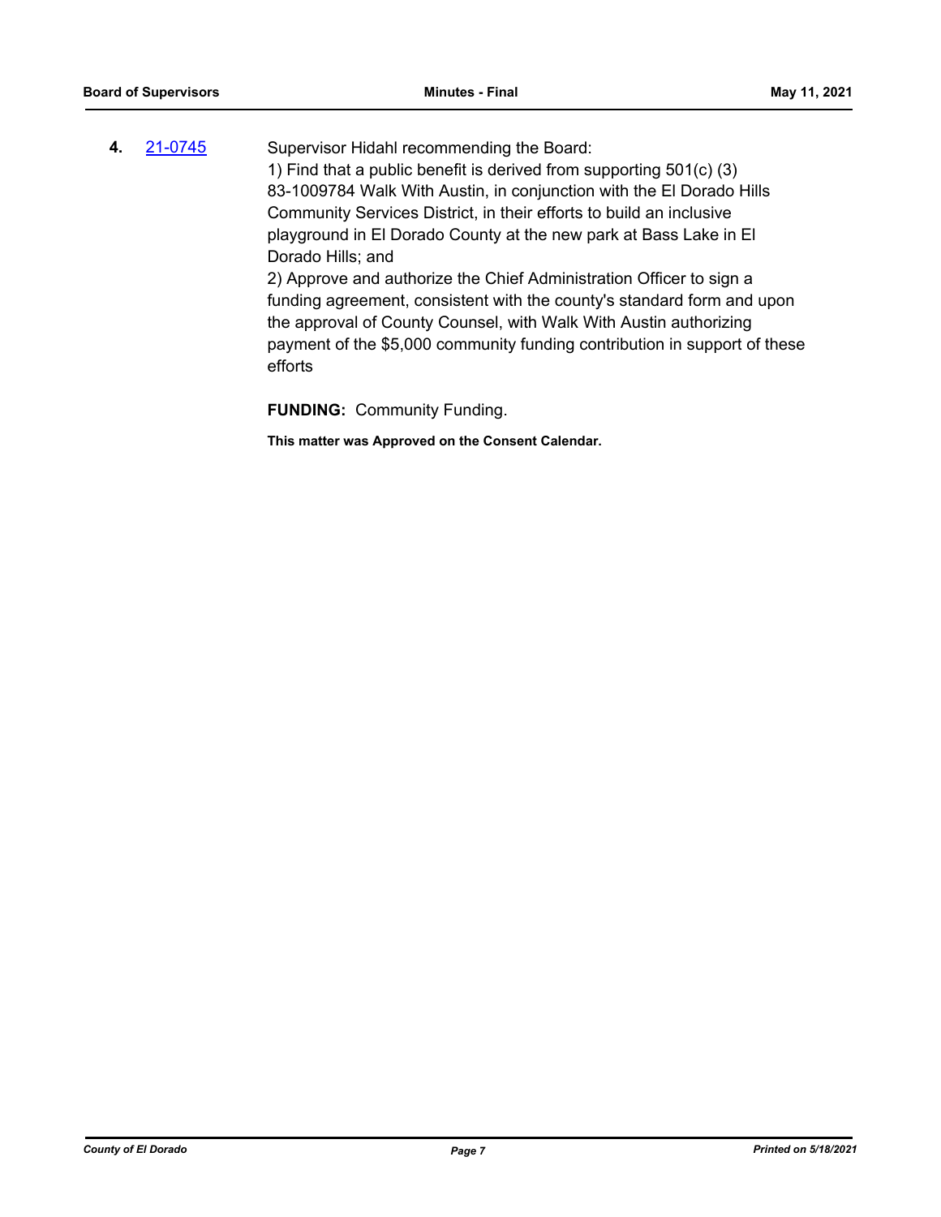**4.** [21-0745](21-0745)

Supervisor Hidahl recommending the Board:

1) Find that a public benefit is derived from supporting 501(c) (3) 83-1009784 Walk With Austin, in conjunction with the El Dorado Hills Community Services District, in their efforts to build an inclusive playground in El Dorado County at the new park at Bass Lake in El Dorado Hills; and

2) Approve and authorize the Chief Administration Officer to sign a funding agreement, consistent with the county's standard form and upon the approval of County Counsel, with Walk With Austin authorizing payment of the $5,000 community funding contribution in support of these efforts

**FUNDING:** Community Funding.

**This matter was Approved on the Consent Calendar.**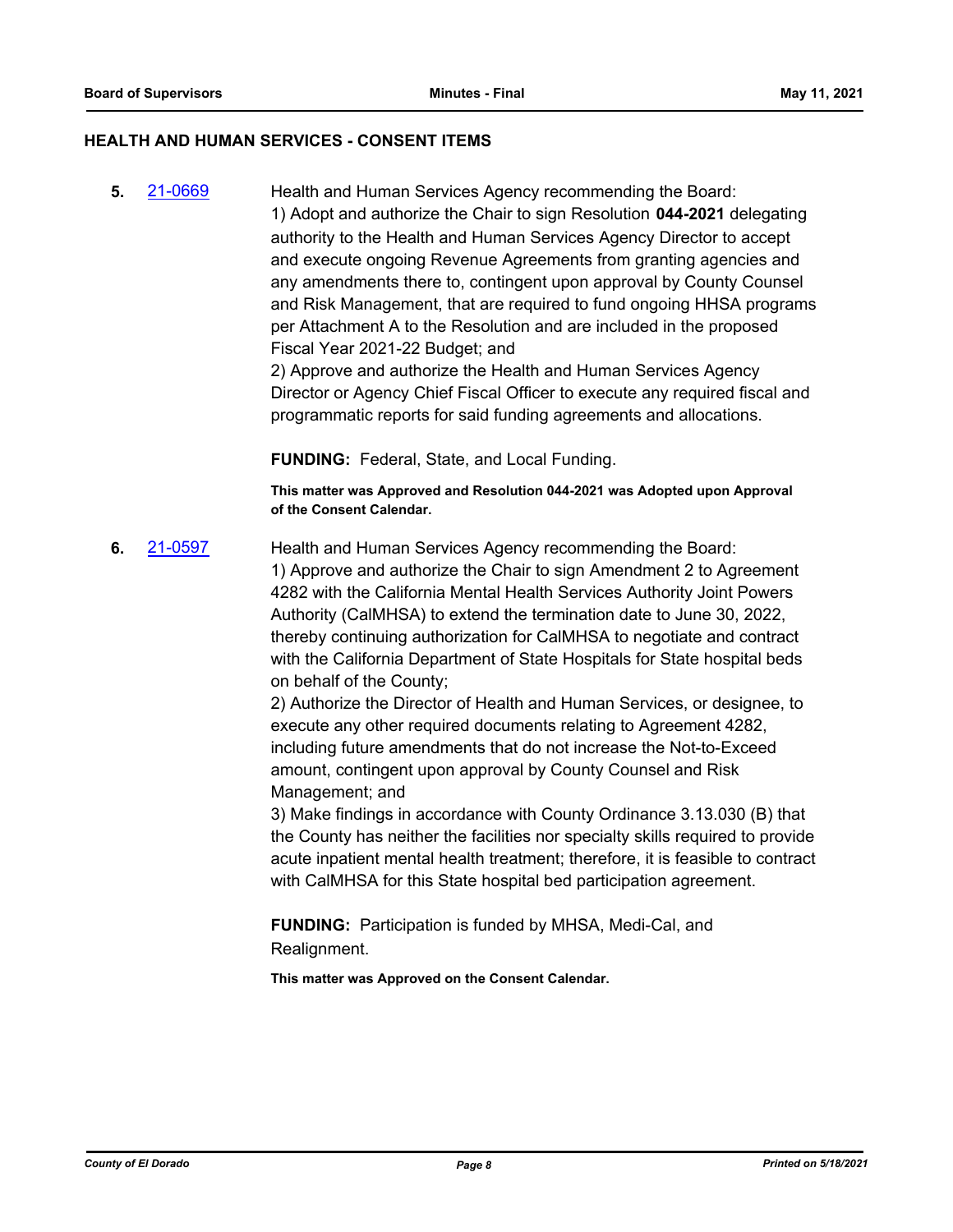## HEALTH AND HUMAN SERVICES - CONSENT ITEMS

**5.** 21-0669 Health and Human Services Agency recommending the Board:

1) Adopt and authorize the Chair to sign Resolution **044-2021** delegating authority to the Health and Human Services Agency Director to accept and execute ongoing Revenue Agreements from granting agencies and any amendments there to, contingent upon approval by County Counsel and Risk Management, that are required to fund ongoing HHSA programs per Attachment A to the Resolution and are included in the proposed Fiscal Year 2021-22 Budget; and

2) Approve and authorize the Health and Human Services Agency Director or Agency Chief Fiscal Officer to execute any required fiscal and programmatic reports for said funding agreements and allocations.

**FUNDING:** Federal, State, and Local Funding.

**This matter was Approved and Resolution 044-2021 was Adopted upon Approval of the Consent Calendar.**

**6.** 21-0597 Health and Human Services Agency recommending the Board:

1) Approve and authorize the Chair to sign Amendment 2 to Agreement 4282 with the California Mental Health Services Authority Joint Powers Authority (CalMHSA) to extend the termination date to June 30, 2022, thereby continuing authorization for CalMHSA to negotiate and contract with the California Department of State Hospitals for State hospital beds on behalf of the County;

2) Authorize the Director of Health and Human Services, or designee, to execute any other required documents relating to Agreement 4282, including future amendments that do not increase the Not-to-Exceed amount, contingent upon approval by County Counsel and Risk Management; and

3) Make findings in accordance with County Ordinance 3.13.030 (B) that the County has neither the facilities nor specialty skills required to provide acute inpatient mental health treatment; therefore, it is feasible to contract with CalMHSA for this State hospital bed participation agreement.

**FUNDING:** Participation is funded by MHSA, Medi-Cal, and Realignment.

**This matter was Approved on the Consent Calendar.**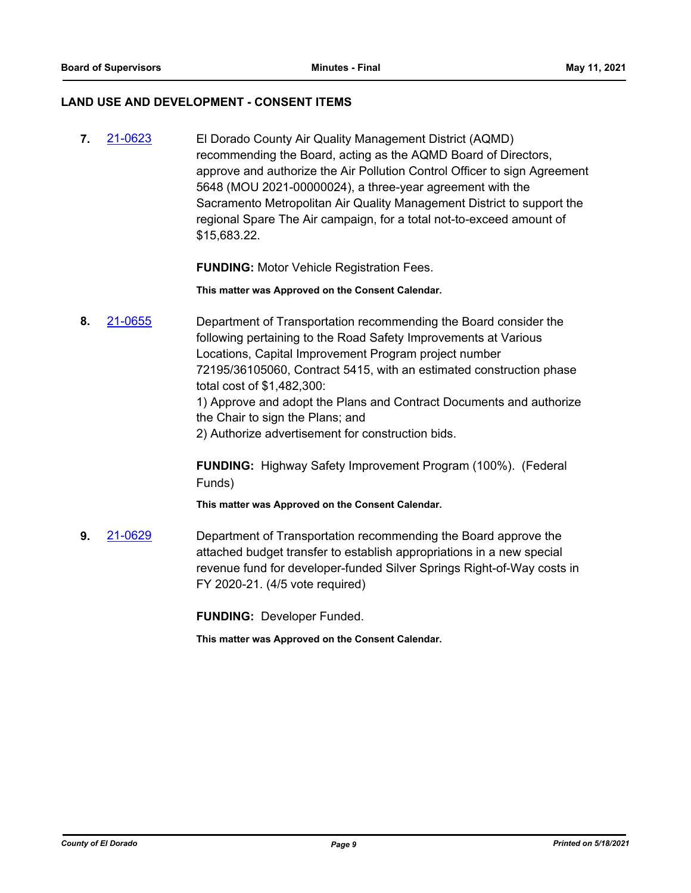## LAND USE AND DEVELOPMENT - CONSENT ITEMS

**7.** 21-0623

El Dorado County Air Quality Management District (AQMD) recommending the Board, acting as the AQMD Board of Directors, approve and authorize the Air Pollution Control Officer to sign Agreement 5648 (MOU 2021-00000024), a three-year agreement with the Sacramento Metropolitan Air Quality Management District to support the regional Spare The Air campaign, for a total not-to-exceed amount of $15,683.22.

**FUNDING:** Motor Vehicle Registration Fees.

**This matter was Approved on the Consent Calendar.**

**8.** 21-0655

Department of Transportation recommending the Board consider the following pertaining to the Road Safety Improvements at Various Locations, Capital Improvement Program project number 72195/36105060, Contract 5415, with an estimated construction phase total cost of $1,482,300:
1) Approve and adopt the Plans and Contract Documents and authorize the Chair to sign the Plans; and
2) Authorize advertisement for construction bids.

**FUNDING:** Highway Safety Improvement Program (100%). (Federal Funds)

**This matter was Approved on the Consent Calendar.**

**9.** 21-0629

Department of Transportation recommending the Board approve the attached budget transfer to establish appropriations in a new special revenue fund for developer-funded Silver Springs Right-of-Way costs in FY 2020-21. (4/5 vote required)

**FUNDING:** Developer Funded.

**This matter was Approved on the Consent Calendar.**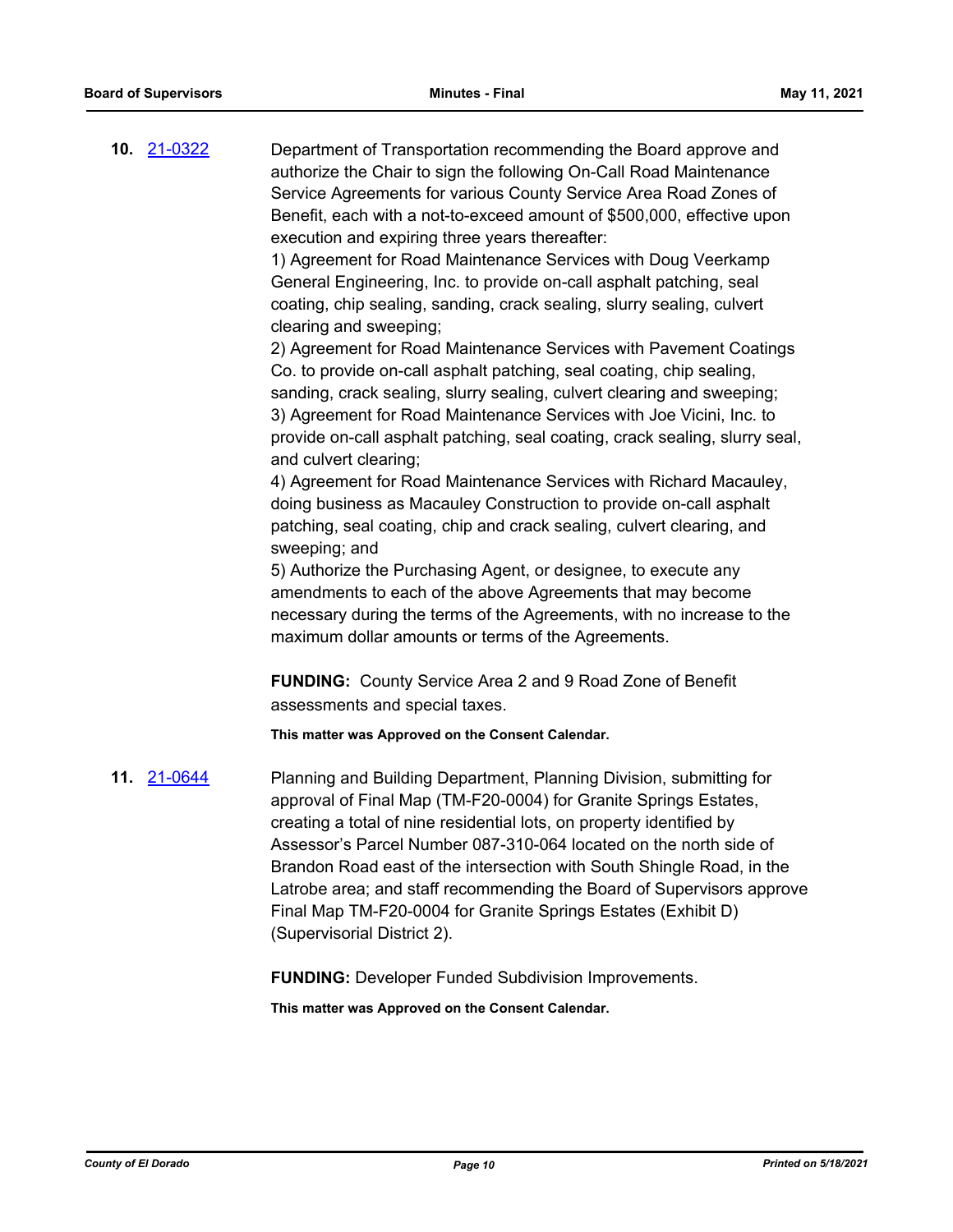**10.** 21-0322

Department of Transportation recommending the Board approve and authorize the Chair to sign the following On-Call Road Maintenance Service Agreements for various County Service Area Road Zones of Benefit, each with a not-to-exceed amount of $500,000, effective upon execution and expiring three years thereafter:

1) Agreement for Road Maintenance Services with Doug Veerkamp General Engineering, Inc. to provide on-call asphalt patching, seal coating, chip sealing, sanding, crack sealing, slurry sealing, culvert clearing and sweeping;

2) Agreement for Road Maintenance Services with Pavement Coatings Co. to provide on-call asphalt patching, seal coating, chip sealing, sanding, crack sealing, slurry sealing, culvert clearing and sweeping;

3) Agreement for Road Maintenance Services with Joe Vicini, Inc. to provide on-call asphalt patching, seal coating, crack sealing, slurry seal, and culvert clearing;

4) Agreement for Road Maintenance Services with Richard Macauley, doing business as Macauley Construction to provide on-call asphalt patching, seal coating, chip and crack sealing, culvert clearing, and sweeping; and

5) Authorize the Purchasing Agent, or designee, to execute any amendments to each of the above Agreements that may become necessary during the terms of the Agreements, with no increase to the maximum dollar amounts or terms of the Agreements.

**FUNDING:** County Service Area 2 and 9 Road Zone of Benefit assessments and special taxes.

**This matter was Approved on the Consent Calendar.**

**11.** 21-0644

Planning and Building Department, Planning Division, submitting for approval of Final Map (TM-F20-0004) for Granite Springs Estates, creating a total of nine residential lots, on property identified by Assessor's Parcel Number 087-310-064 located on the north side of Brandon Road east of the intersection with South Shingle Road, in the Latrobe area; and staff recommending the Board of Supervisors approve Final Map TM-F20-0004 for Granite Springs Estates (Exhibit D) (Supervisorial District 2).

**FUNDING:** Developer Funded Subdivision Improvements.

**This matter was Approved on the Consent Calendar.**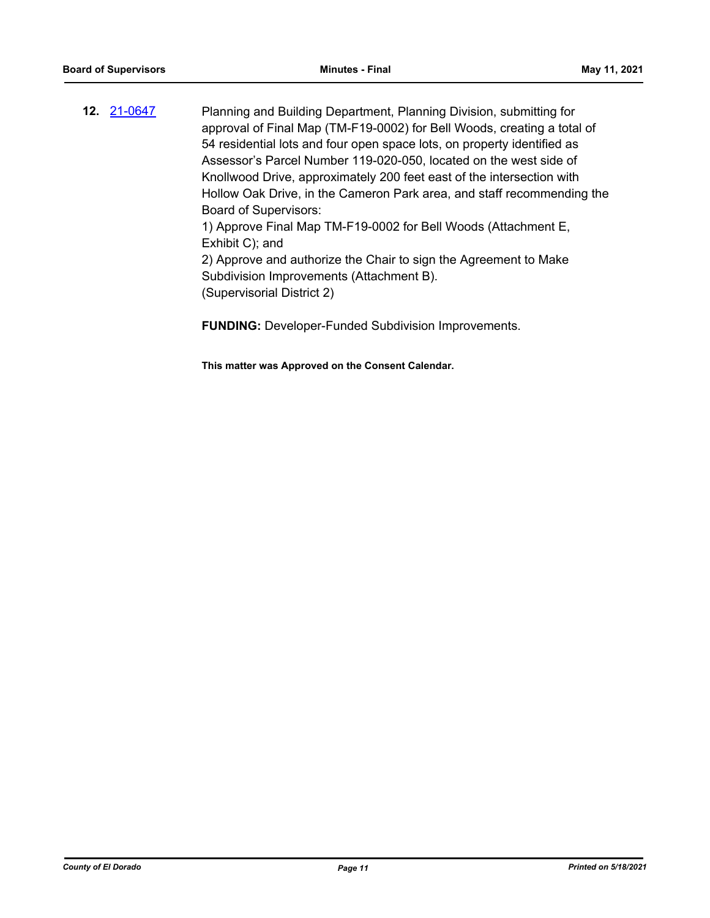**12.** [21-0647]

Planning and Building Department, Planning Division, submitting for approval of Final Map (TM-F19-0002) for Bell Woods, creating a total of 54 residential lots and four open space lots, on property identified as Assessor's Parcel Number 119-020-050, located on the west side of Knollwood Drive, approximately 200 feet east of the intersection with Hollow Oak Drive, in the Cameron Park area, and staff recommending the Board of Supervisors:
1) Approve Final Map TM-F19-0002 for Bell Woods (Attachment E, Exhibit C); and
2) Approve and authorize the Chair to sign the Agreement to Make Subdivision Improvements (Attachment B).
(Supervisorial District 2)

**FUNDING:** Developer-Funded Subdivision Improvements.

**This matter was Approved on the Consent Calendar.**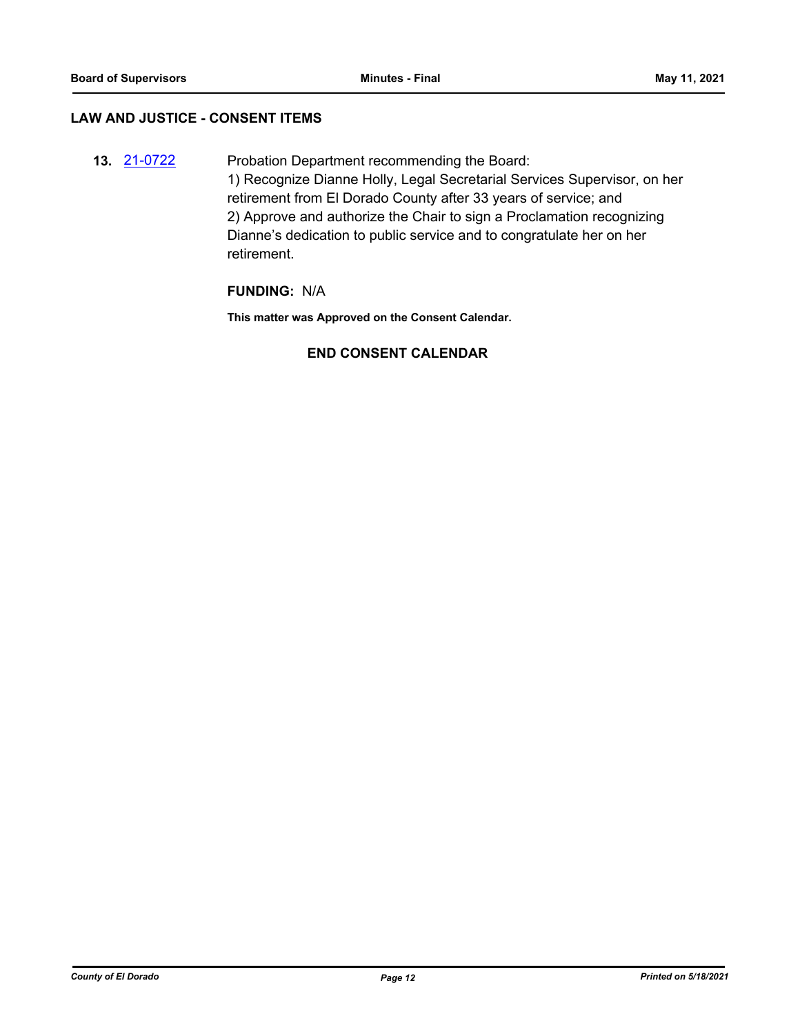## LAW AND JUSTICE - CONSENT ITEMS

**13.** 21-0722 Probation Department recommending the Board:

1) Recognize Dianne Holly, Legal Secretarial Services Supervisor, on her retirement from El Dorado County after 33 years of service; and
2) Approve and authorize the Chair to sign a Proclamation recognizing Dianne's dedication to public service and to congratulate her on her retirement.

**FUNDING:** N/A

**This matter was Approved on the Consent Calendar.**

**END CONSENT CALENDAR**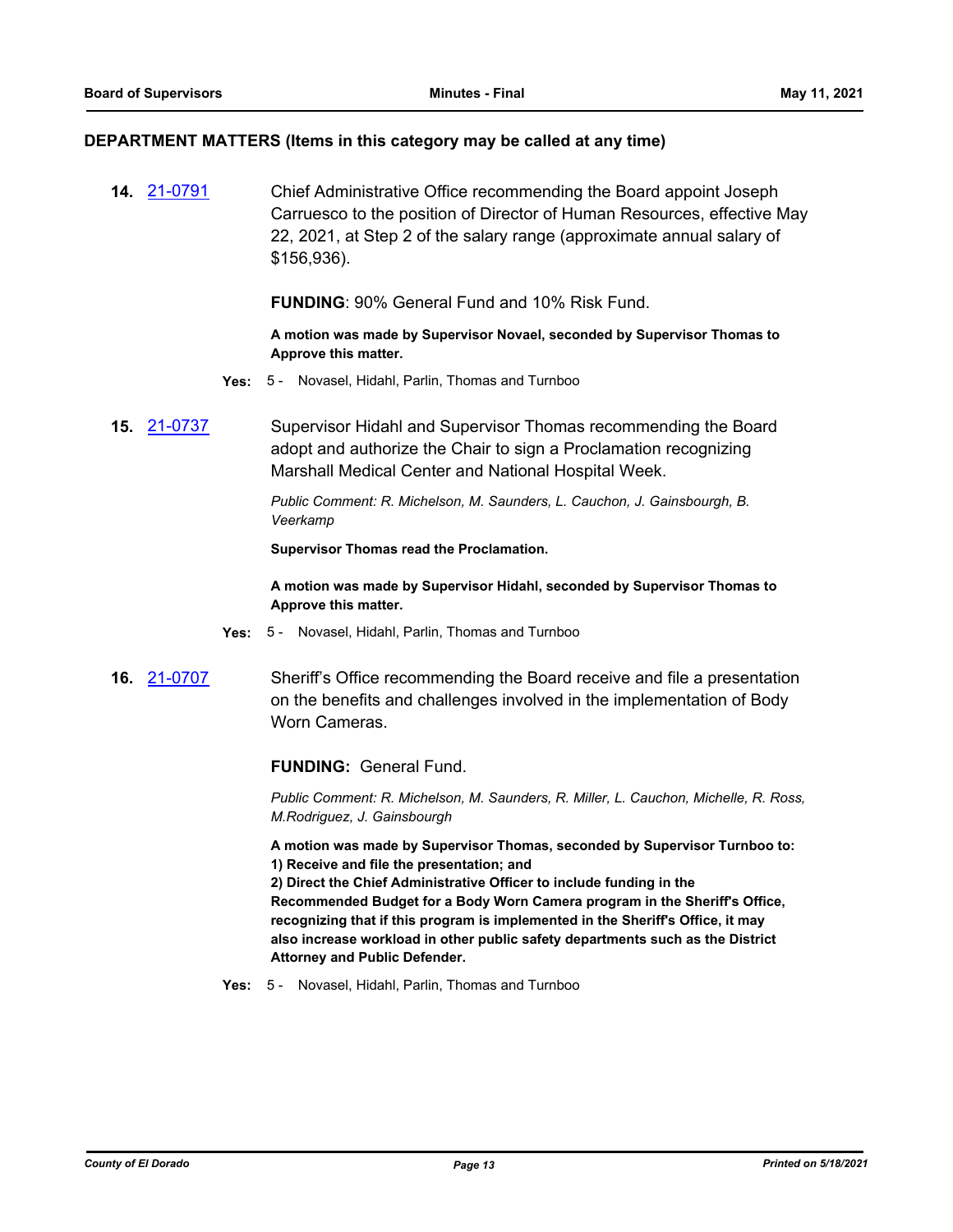## DEPARTMENT MATTERS (Items in this category may be called at any time)

**14.** [21-0791](21-0791) Chief Administrative Office recommending the Board appoint Joseph Carruesco to the position of Director of Human Resources, effective May 22, 2021, at Step 2 of the salary range (approximate annual salary of $156,936).

**FUNDING**: 90% General Fund and 10% Risk Fund.

**A motion was made by Supervisor Novael, seconded by Supervisor Thomas to Approve this matter.**

**Yes:** 5 - Novasel, Hidahl, Parlin, Thomas and Turnboo

**15.** [21-0737](21-0737) Supervisor Hidahl and Supervisor Thomas recommending the Board adopt and authorize the Chair to sign a Proclamation recognizing Marshall Medical Center and National Hospital Week.

*Public Comment: R. Michelson, M. Saunders, L. Cauchon, J. Gainsbourgh, B. Veerkamp*

**Supervisor Thomas read the Proclamation.**

**A motion was made by Supervisor Hidahl, seconded by Supervisor Thomas to Approve this matter.**

**Yes:** 5 - Novasel, Hidahl, Parlin, Thomas and Turnboo

**16.** [21-0707](21-0707) Sheriff's Office recommending the Board receive and file a presentation on the benefits and challenges involved in the implementation of Body Worn Cameras.

**FUNDING:** General Fund.

*Public Comment: R. Michelson, M. Saunders, R. Miller, L. Cauchon, Michelle, R. Ross, M.Rodriguez, J. Gainsbourgh*

**A motion was made by Supervisor Thomas, seconded by Supervisor Turnboo to:**
**1) Receive and file the presentation; and**
**2) Direct the Chief Administrative Officer to include funding in the Recommended Budget for a Body Worn Camera program in the Sheriff's Office, recognizing that if this program is implemented in the Sheriff's Office, it may also increase workload in other public safety departments such as the District Attorney and Public Defender.**

**Yes:** 5 - Novasel, Hidahl, Parlin, Thomas and Turnboo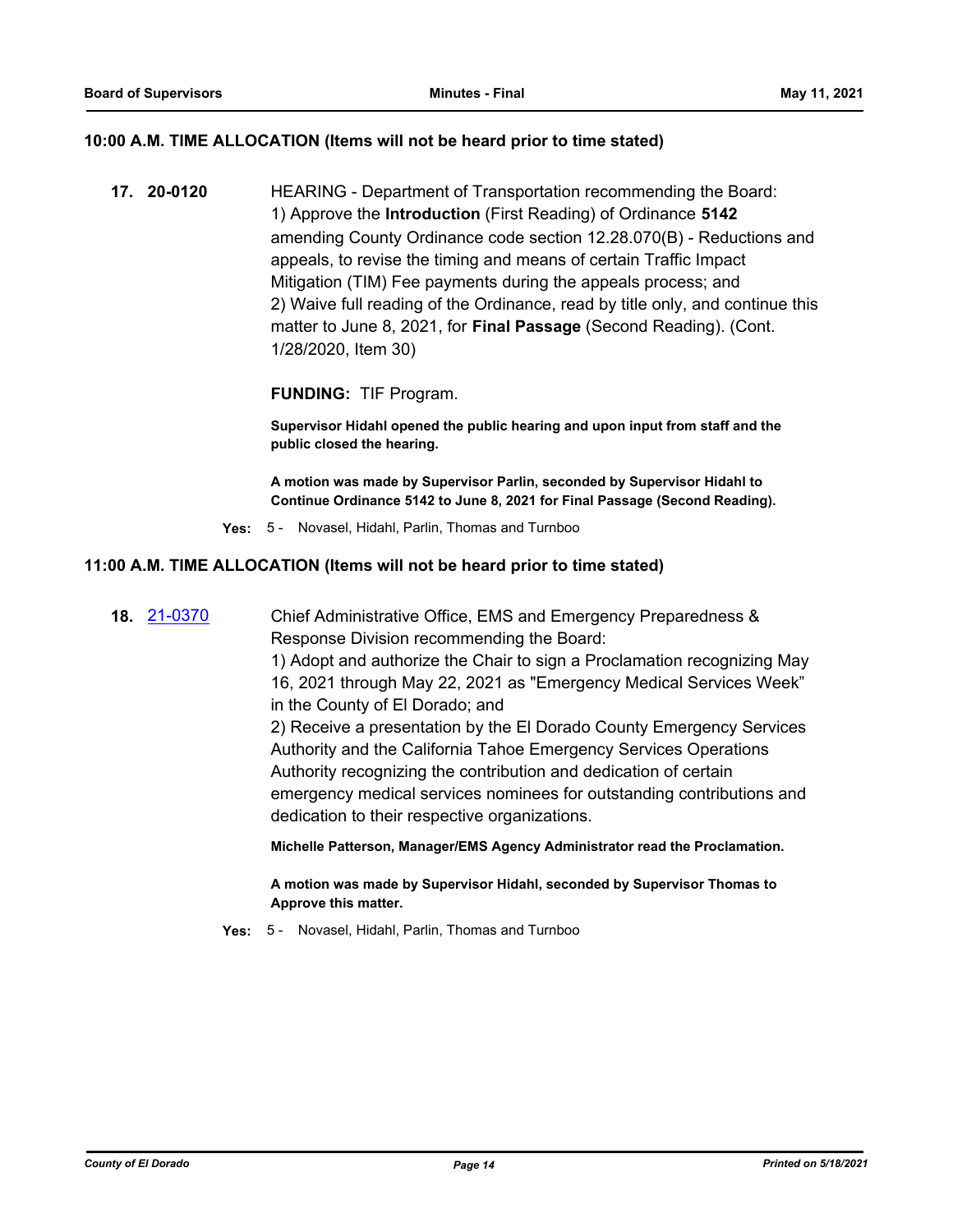## 10:00 A.M. TIME ALLOCATION (Items will not be heard prior to time stated)

**17. 20-0120** HEARING - Department of Transportation recommending the Board:
1) Approve the **Introduction** (First Reading) of Ordinance **5142** amending County Ordinance code section 12.28.070(B) - Reductions and appeals, to revise the timing and means of certain Traffic Impact Mitigation (TIM) Fee payments during the appeals process; and
2) Waive full reading of the Ordinance, read by title only, and continue this matter to June 8, 2021, for **Final Passage** (Second Reading). (Cont. 1/28/2020, Item 30)

**FUNDING:** TIF Program.

**Supervisor Hidahl opened the public hearing and upon input from staff and the public closed the hearing.**

**A motion was made by Supervisor Parlin, seconded by Supervisor Hidahl to Continue Ordinance 5142 to June 8, 2021 for Final Passage (Second Reading).**

**Yes:** 5 - Novasel, Hidahl, Parlin, Thomas and Turnboo

## 11:00 A.M. TIME ALLOCATION (Items will not be heard prior to time stated)

**18. 21-0370** Chief Administrative Office, EMS and Emergency Preparedness & Response Division recommending the Board:
1) Adopt and authorize the Chair to sign a Proclamation recognizing May 16, 2021 through May 22, 2021 as "Emergency Medical Services Week" in the County of El Dorado; and
2) Receive a presentation by the El Dorado County Emergency Services Authority and the California Tahoe Emergency Services Operations Authority recognizing the contribution and dedication of certain emergency medical services nominees for outstanding contributions and dedication to their respective organizations.

**Michelle Patterson, Manager/EMS Agency Administrator read the Proclamation.**

**A motion was made by Supervisor Hidahl, seconded by Supervisor Thomas to Approve this matter.**

**Yes:** 5 - Novasel, Hidahl, Parlin, Thomas and Turnboo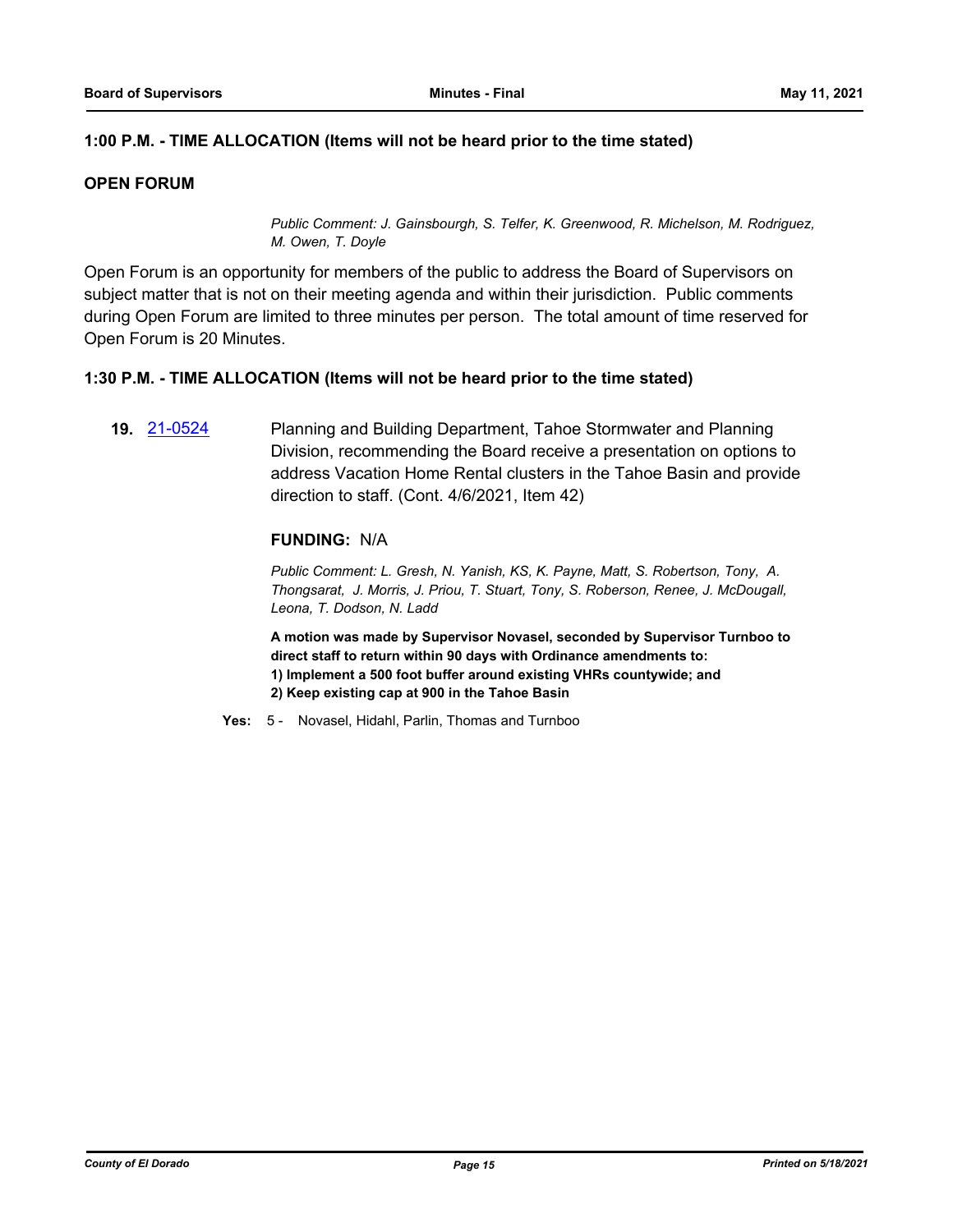**1:00 P.M. - TIME ALLOCATION (Items will not be heard prior to the time stated)**

**OPEN FORUM**

*Public Comment: J. Gainsbourgh, S. Telfer, K. Greenwood, R. Michelson, M. Rodriguez, M. Owen, T. Doyle*

Open Forum is an opportunity for members of the public to address the Board of Supervisors on subject matter that is not on their meeting agenda and within their jurisdiction. Public comments during Open Forum are limited to three minutes per person. The total amount of time reserved for Open Forum is 20 Minutes.

**1:30 P.M. - TIME ALLOCATION (Items will not be heard prior to the time stated)**

**19.** 21-0524 Planning and Building Department, Tahoe Stormwater and Planning Division, recommending the Board receive a presentation on options to address Vacation Home Rental clusters in the Tahoe Basin and provide direction to staff. (Cont. 4/6/2021, Item 42)

**FUNDING:** N/A

*Public Comment: L. Gresh, N. Yanish, KS, K. Payne, Matt, S. Robertson, Tony, A. Thongsarat, J. Morris, J. Priou, T. Stuart, Tony, S. Roberson, Renee, J. McDougall, Leona, T. Dodson, N. Ladd*

**A motion was made by Supervisor Novasel, seconded by Supervisor Turnboo to direct staff to return within 90 days with Ordinance amendments to:**
**1) Implement a 500 foot buffer around existing VHRs countywide; and**
**2) Keep existing cap at 900 in the Tahoe Basin**

**Yes:** 5 - Novasel, Hidahl, Parlin, Thomas and Turnboo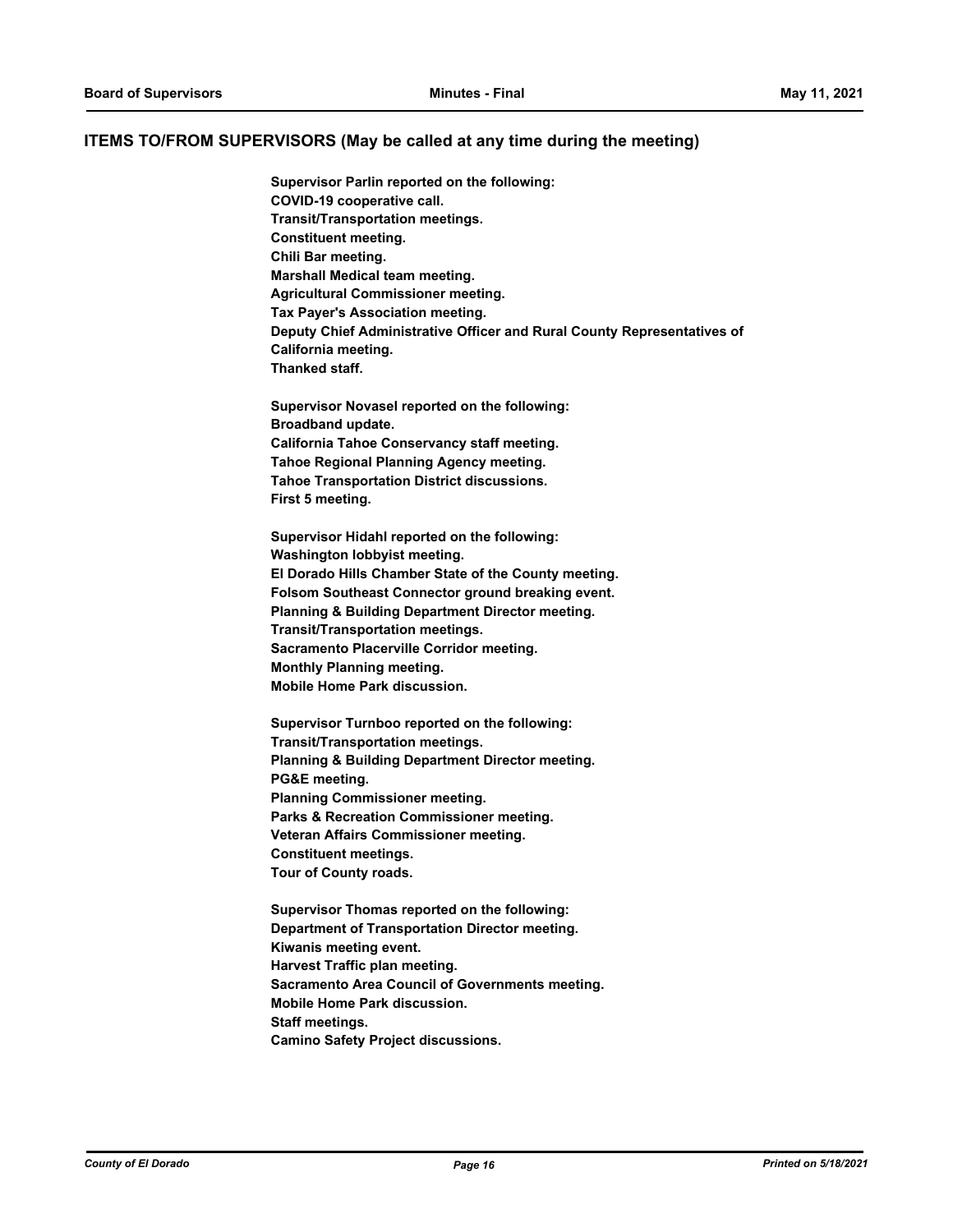## ITEMS TO/FROM SUPERVISORS (May be called at any time during the meeting)

**Supervisor Parlin reported on the following:**
**COVID-19 cooperative call.**
**Transit/Transportation meetings.**
**Constituent meeting.**
**Chili Bar meeting.**
**Marshall Medical team meeting.**
**Agricultural Commissioner meeting.**
**Tax Payer's Association meeting.**
**Deputy Chief Administrative Officer and Rural County Representatives of California meeting.**
**Thanked staff.**

**Supervisor Novasel reported on the following:**
**Broadband update.**
**California Tahoe Conservancy staff meeting.**
**Tahoe Regional Planning Agency meeting.**
**Tahoe Transportation District discussions.**
**First 5 meeting.**

**Supervisor Hidahl reported on the following:**
**Washington lobbyist meeting.**
**El Dorado Hills Chamber State of the County meeting.**
**Folsom Southeast Connector ground breaking event.**
**Planning & Building Department Director meeting.**
**Transit/Transportation meetings.**
**Sacramento Placerville Corridor meeting.**
**Monthly Planning meeting.**
**Mobile Home Park discussion.**

**Supervisor Turnboo reported on the following:**
**Transit/Transportation meetings.**
**Planning & Building Department Director meeting.**
**PG&E meeting.**
**Planning Commissioner meeting.**
**Parks & Recreation Commissioner meeting.**
**Veteran Affairs Commissioner meeting.**
**Constituent meetings.**
**Tour of County roads.**

**Supervisor Thomas reported on the following:**
**Department of Transportation Director meeting.**
**Kiwanis meeting event.**
**Harvest Traffic plan meeting.**
**Sacramento Area Council of Governments meeting.**
**Mobile Home Park discussion.**
**Staff meetings.**
**Camino Safety Project discussions.**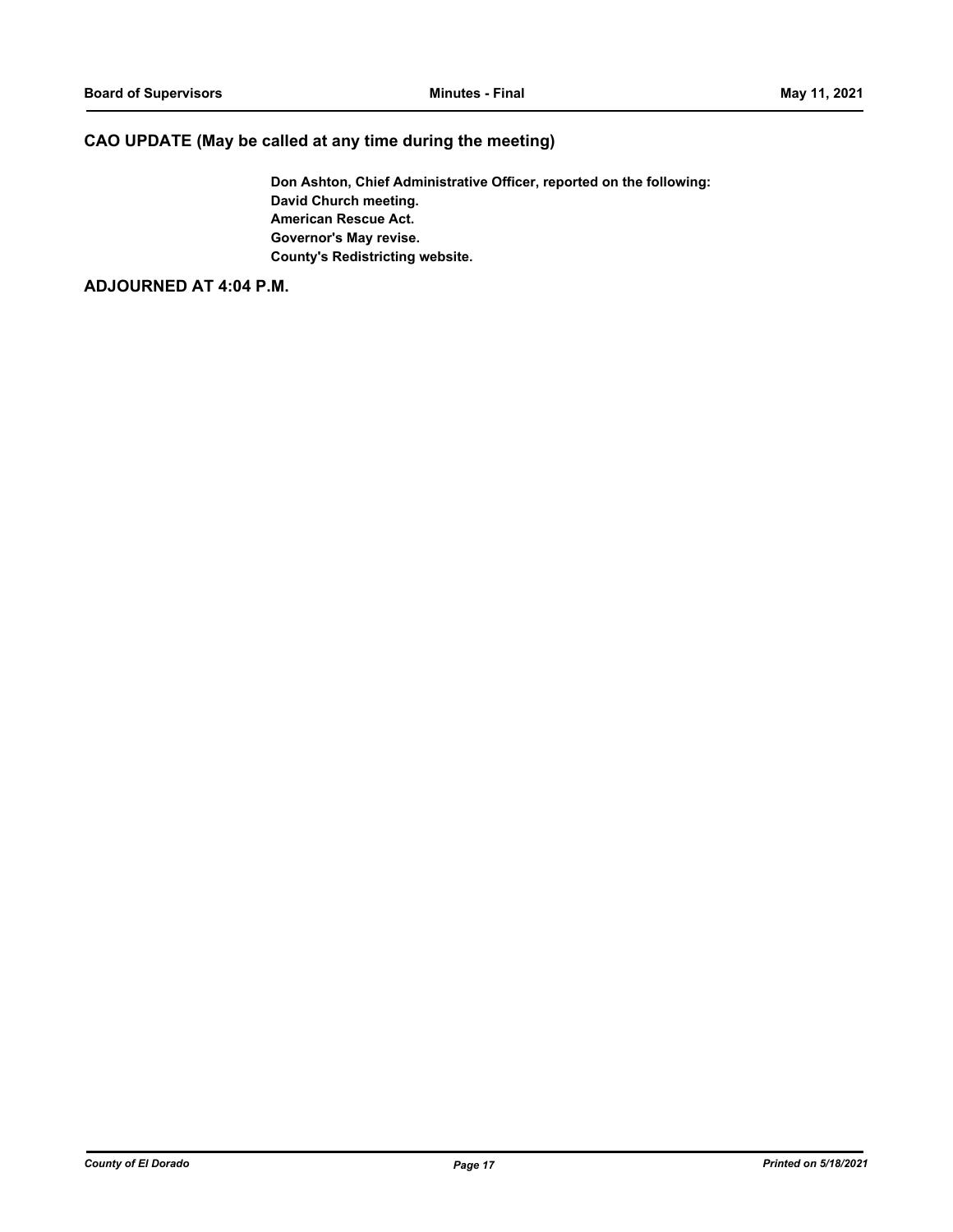## CAO UPDATE (May be called at any time during the meeting)

**Don Ashton, Chief Administrative Officer, reported on the following:**
**David Church meeting.**
**American Rescue Act.**
**Governor's May revise.**
**County's Redistricting website.**

## ADJOURNED AT 4:04 P.M.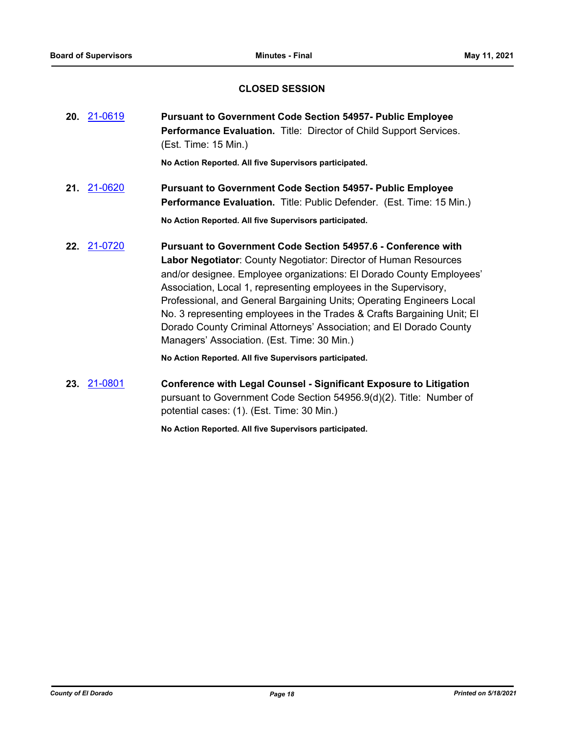## CLOSED SESSION

**20.** 21-0619 **Pursuant to Government Code Section 54957- Public Employee Performance Evaluation.** Title: Director of Child Support Services. (Est. Time: 15 Min.)

**No Action Reported. All five Supervisors participated.**

**21.** 21-0620 **Pursuant to Government Code Section 54957- Public Employee Performance Evaluation.** Title: Public Defender. (Est. Time: 15 Min.)

**No Action Reported. All five Supervisors participated.**

**22.** 21-0720 **Pursuant to Government Code Section 54957.6 - Conference with Labor Negotiator**: County Negotiator: Director of Human Resources and/or designee. Employee organizations: El Dorado County Employees' Association, Local 1, representing employees in the Supervisory, Professional, and General Bargaining Units; Operating Engineers Local No. 3 representing employees in the Trades & Crafts Bargaining Unit; El Dorado County Criminal Attorneys' Association; and El Dorado County Managers' Association. (Est. Time: 30 Min.)

**No Action Reported. All five Supervisors participated.**

**23.** 21-0801 **Conference with Legal Counsel - Significant Exposure to Litigation** pursuant to Government Code Section 54956.9(d)(2). Title: Number of potential cases: (1). (Est. Time: 30 Min.)

**No Action Reported. All five Supervisors participated.**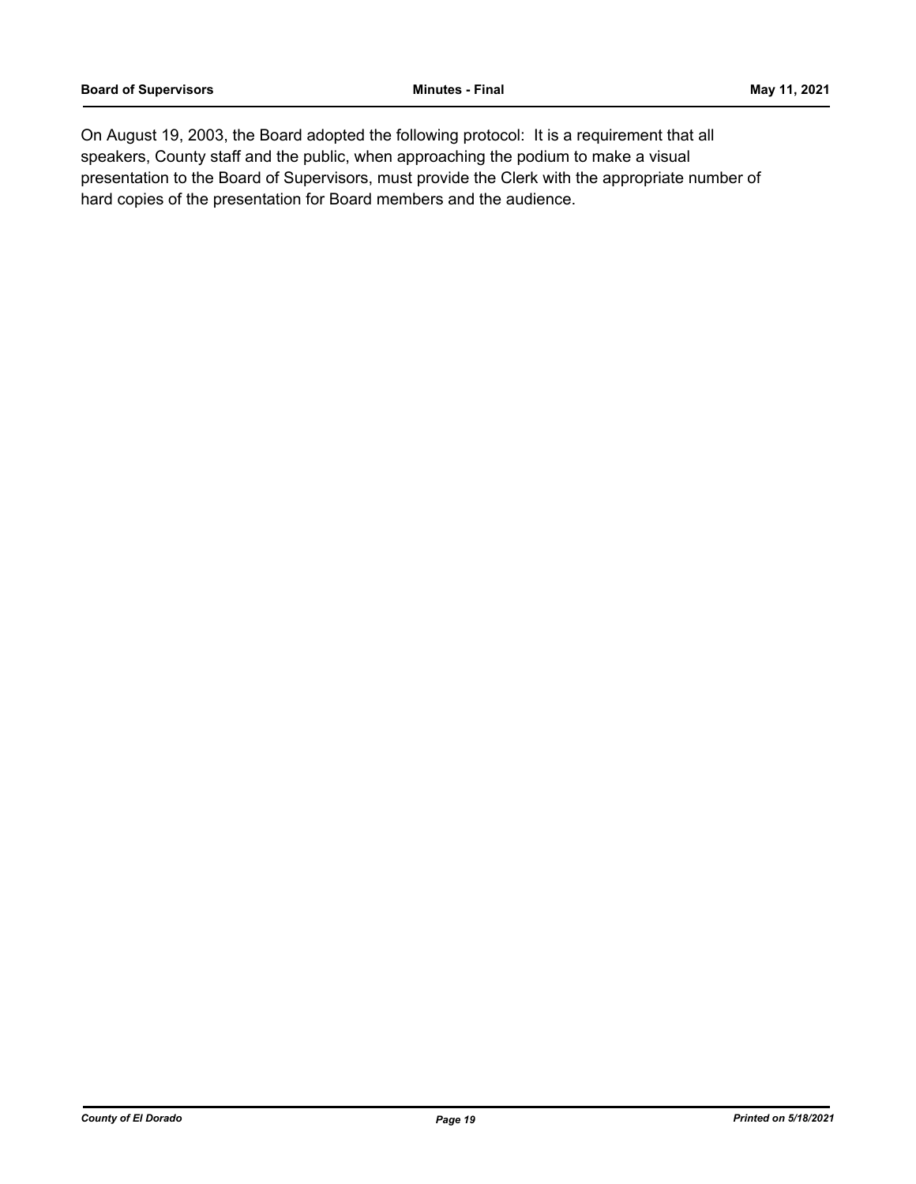On August 19, 2003, the Board adopted the following protocol: It is a requirement that all speakers, County staff and the public, when approaching the podium to make a visual presentation to the Board of Supervisors, must provide the Clerk with the appropriate number of hard copies of the presentation for Board members and the audience.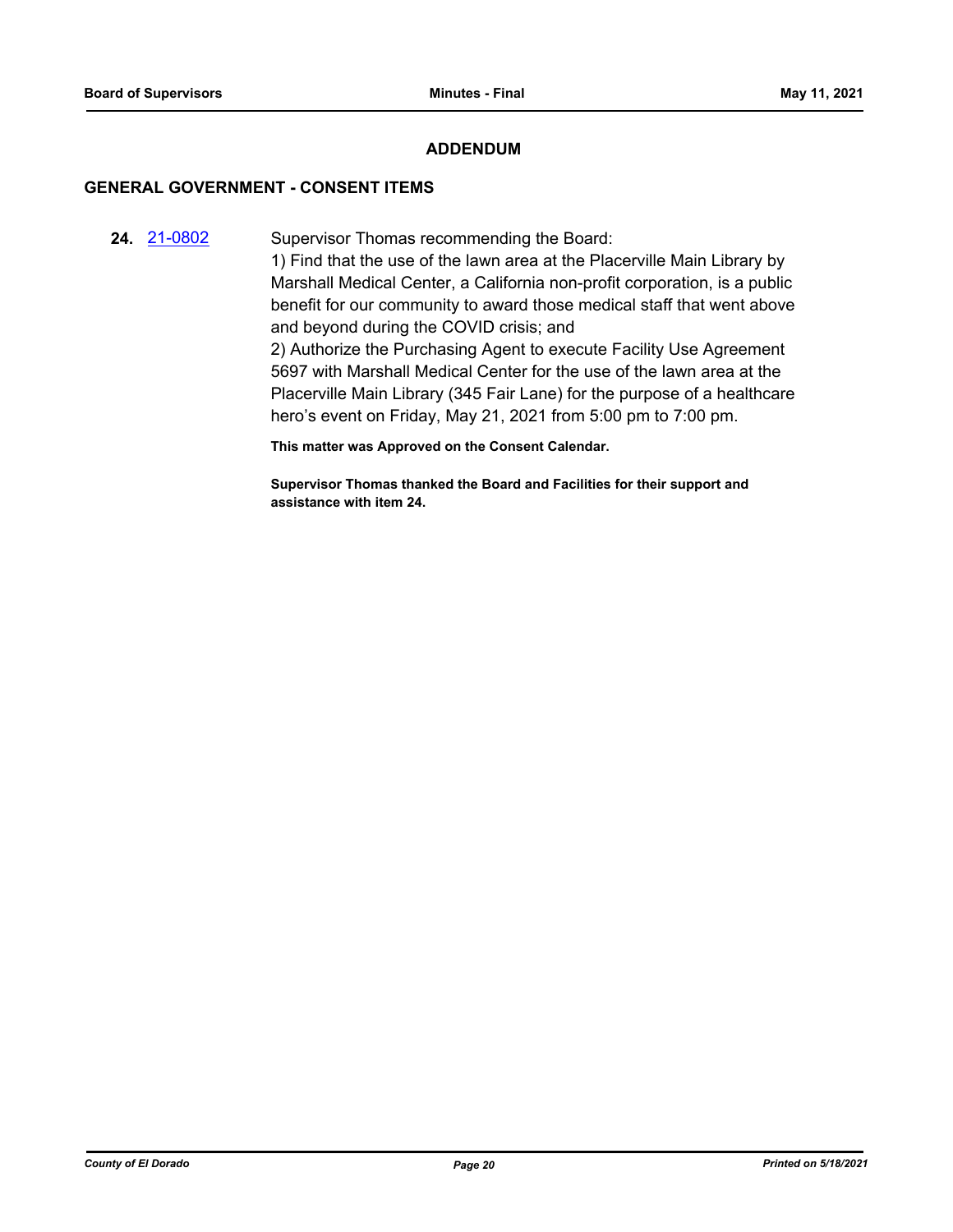## ADDENDUM

### GENERAL GOVERNMENT - CONSENT ITEMS

**24.** 21-0802

Supervisor Thomas recommending the Board:
1) Find that the use of the lawn area at the Placerville Main Library by Marshall Medical Center, a California non-profit corporation, is a public benefit for our community to award those medical staff that went above and beyond during the COVID crisis; and
2) Authorize the Purchasing Agent to execute Facility Use Agreement 5697 with Marshall Medical Center for the use of the lawn area at the Placerville Main Library (345 Fair Lane) for the purpose of a healthcare hero's event on Friday, May 21, 2021 from 5:00 pm to 7:00 pm.

**This matter was Approved on the Consent Calendar.**

**Supervisor Thomas thanked the Board and Facilities for their support and assistance with item 24.**